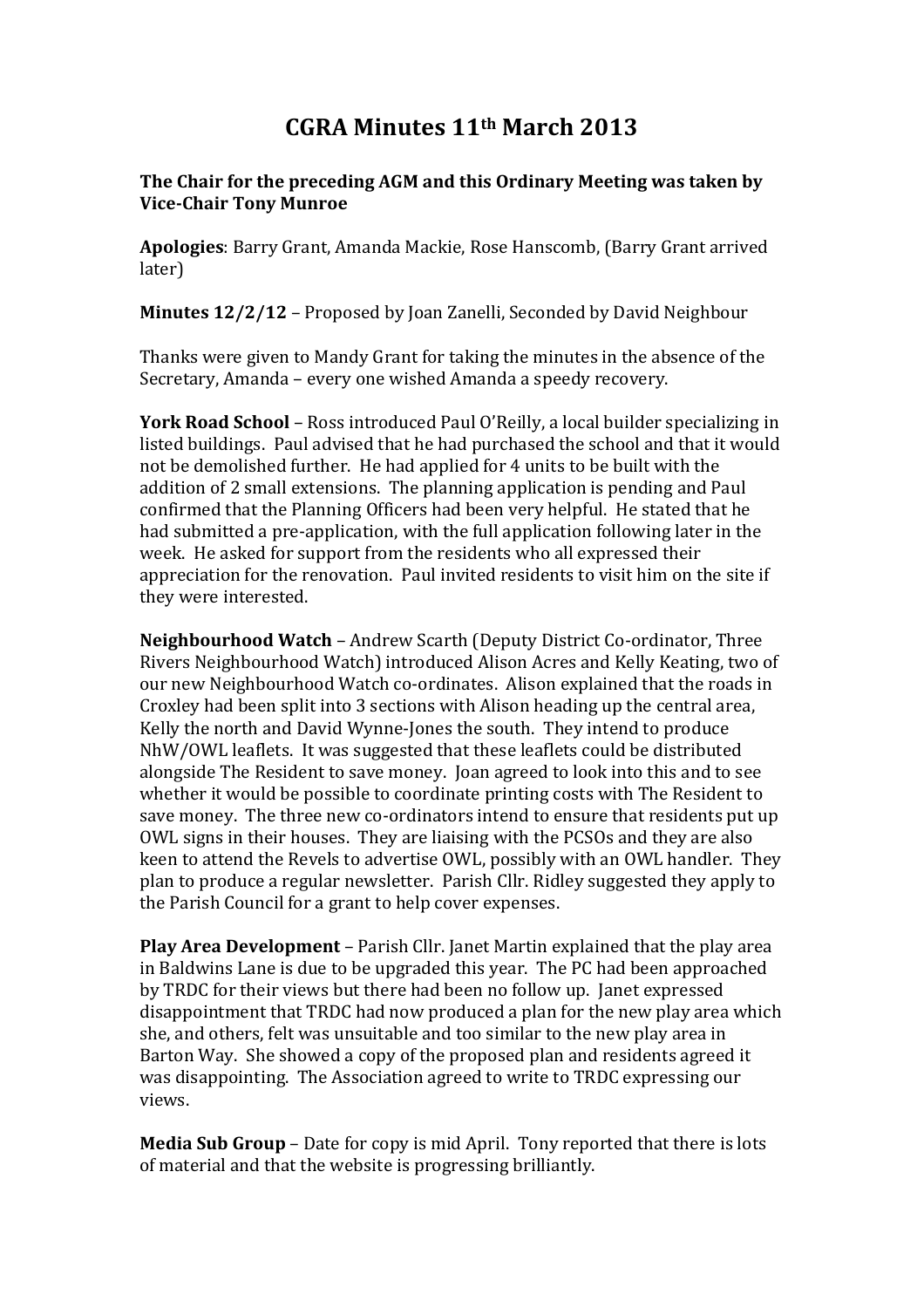# CGRA Minutes 11th March 2013

**The Chair for the preceding AGM and this Ordinary Meeting was taken by Vice-Chair Tony Munroe**

**Apologies**: Barry Grant, Amanda Mackie, Rose Hanscomb, (Barry Grant arrived later)

**Minutes 12/2/12** – Proposed by Joan Zanelli, Seconded by David Neighbour

Thanks were given to Mandy Grant for taking the minutes in the absence of the Secretary, Amanda – every one wished Amanda a speedy recovery.

**York Road School** – Ross introduced Paul O'Reilly, a local builder specializing in listed buildings. Paul advised that he had purchased the school and that it would not be demolished further. He had applied for 4 units to be built with the addition of 2 small extensions. The planning application is pending and Paul confirmed that the Planning Officers had been very helpful. He stated that he had submitted a pre-application, with the full application following later in the week. He asked for support from the residents who all expressed their appreciation for the renovation. Paul invited residents to visit him on the site if they were interested.

**Neighbourhood Watch** – Andrew Scarth (Deputy District Co-ordinator, Three Rivers Neighbourhood Watch) introduced Alison Acres and Kelly Keating, two of our new Neighbourhood Watch co-ordinates. Alison explained that the roads in Croxley had been split into 3 sections with Alison heading up the central area, Kelly the north and David Wynne-Jones the south. They intend to produce NhW/OWL leaflets. It was suggested that these leaflets could be distributed alongside The Resident to save money. Joan agreed to look into this and to see whether it would be possible to coordinate printing costs with The Resident to save money. The three new co-ordinators intend to ensure that residents put up OWL signs in their houses. They are liaising with the PCSOs and they are also keen to attend the Revels to advertise OWL, possibly with an OWL handler. They plan to produce a regular newsletter. Parish Cllr. Ridley suggested they apply to the Parish Council for a grant to help cover expenses.

**Play Area Development** – Parish Cllr. Janet Martin explained that the play area in Baldwins Lane is due to be upgraded this year. The PC had been approached by TRDC for their views but there had been no follow up. Janet expressed disappointment that TRDC had now produced a plan for the new play area which she, and others, felt was unsuitable and too similar to the new play area in Barton Way. She showed a copy of the proposed plan and residents agreed it was disappointing. The Association agreed to write to TRDC expressing our views.

**Media Sub Group** – Date for copy is mid April. Tony reported that there is lots of material and that the website is progressing brilliantly.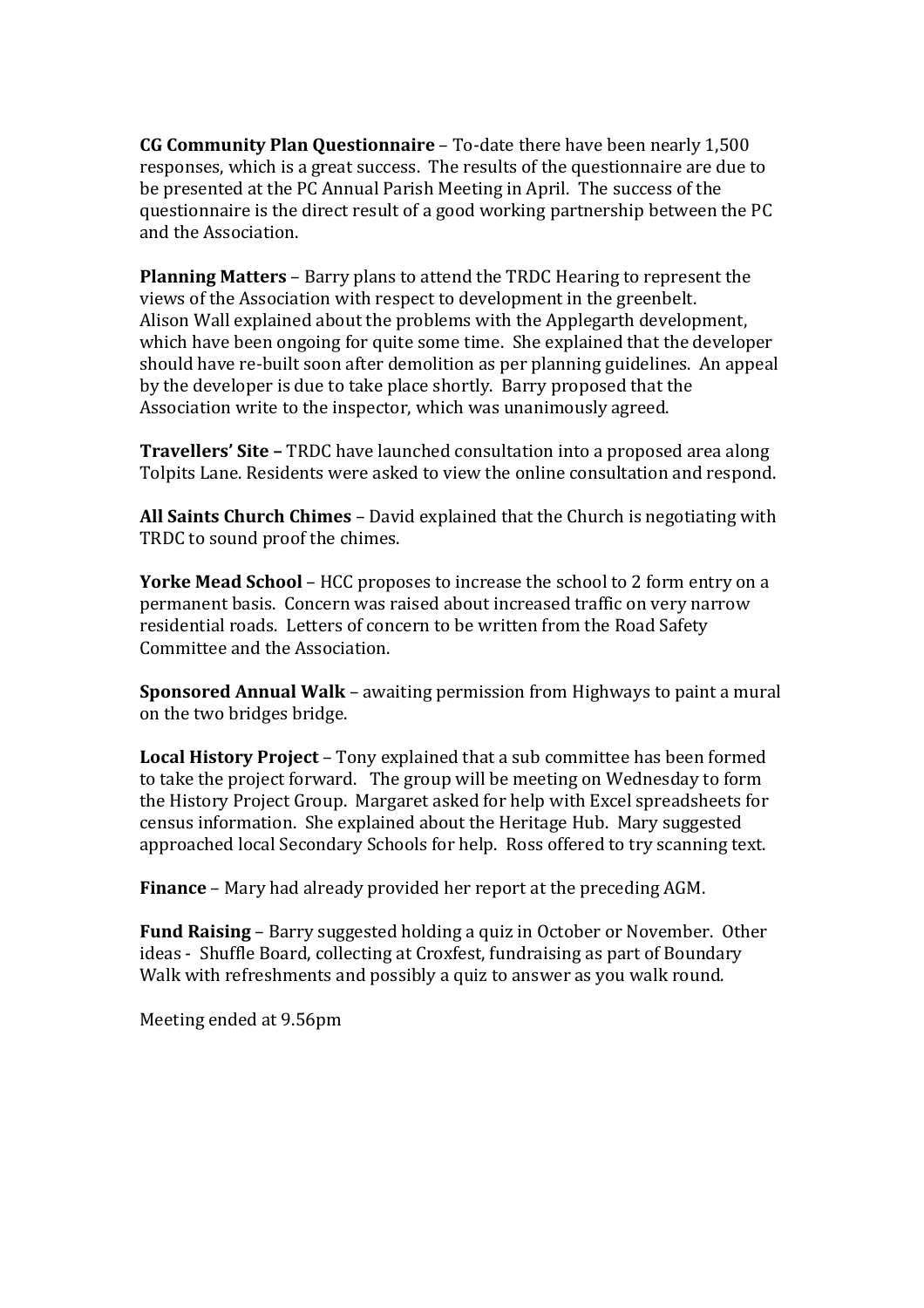**CG Community Plan Questionnaire** – To-date there have been nearly 1,500 responses, which is a great success. The results of the questionnaire are due to be presented at the PC Annual Parish Meeting in April. The success of the questionnaire is the direct result of a good working partnership between the PC and the Association.

**Planning Matters** – Barry plans to attend the TRDC Hearing to represent the views of the Association with respect to development in the greenbelt. Alison Wall explained about the problems with the Applegarth development, which have been ongoing for quite some time. She explained that the developer should have re-built soon after demolition as per planning guidelines. An appeal by the developer is due to take place shortly. Barry proposed that the Association write to the inspector, which was unanimously agreed.

**Travellers' Site –** TRDC have launched consultation into a proposed area along Tolpits Lane. Residents were asked to view the online consultation and respond.

**All Saints Church Chimes** – David explained that the Church is negotiating with TRDC to sound proof the chimes.

**Yorke Mead School** – HCC proposes to increase the school to 2 form entry on a permanent basis. Concern was raised about increased traffic on very narrow residential roads. Letters of concern to be written from the Road Safety Committee and the Association.

**Sponsored Annual Walk** – awaiting permission from Highways to paint a mural on the two bridges bridge.

**Local History Project** – Tony explained that a sub committee has been formed to take the project forward. The group will be meeting on Wednesday to form the History Project Group. Margaret asked for help with Excel spreadsheets for census information. She explained about the Heritage Hub. Mary suggested approached local Secondary Schools for help. Ross offered to try scanning text.

**Finance** – Mary had already provided her report at the preceding AGM.

**Fund Raising** – Barry suggested holding a quiz in October or November. Other ideas - Shuffle Board, collecting at Croxfest, fundraising as part of Boundary Walk with refreshments and possibly a quiz to answer as you walk round.

Meeting ended at 9.56pm